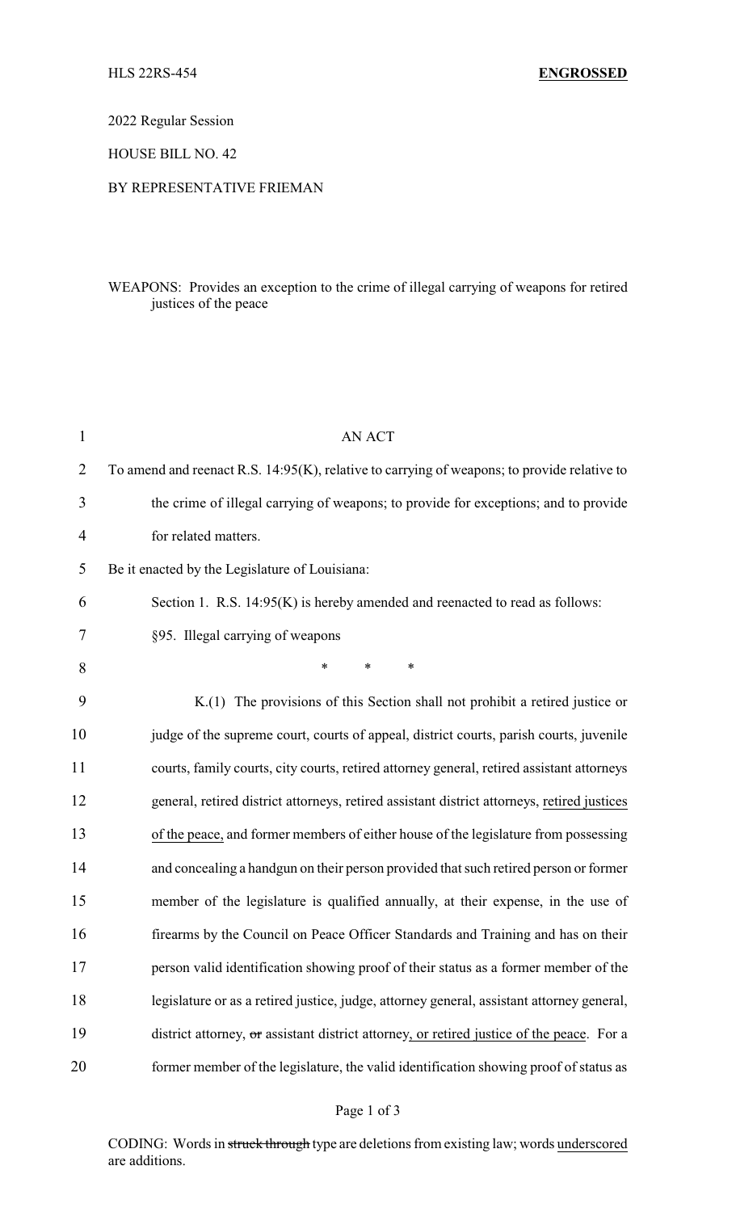HLS 22RS-454 **ENGROSSED**

2022 Regular Session

HOUSE BILL NO. 42

BY REPRESENTATIVE FRIEMAN

WEAPONS: Provides an exception to the crime of illegal carrying of weapons for retired justices of the peace

AN ACT

To amend and reenact R.S. 14:95(K), relative to carrying of weapons; to provide relative to the crime of illegal carrying of weapons; to provide for exceptions; and to provide for related matters.

Be it enacted by the Legislature of Louisiana:

Section 1. R.S. 14:95(K) is hereby amended and reenacted to read as follows:

§95. Illegal carrying of weapons

\* \* \*

K.(1) The provisions of this Section shall not prohibit a retired justice or judge of the supreme court, courts of appeal, district courts, parish courts, juvenile courts, family courts, city courts, retired attorney general, retired assistant attorneys general, retired district attorneys, retired assistant district attorneys, <u>retired justices of the peace,</u> and former members of either house of the legislature from possessing and concealing a handgun on their person provided that such retired person or former member of the legislature is qualified annually, at their expense, in the use of firearms by the Council on Peace Officer Standards and Training and has on their person valid identification showing proof of their status as a former member of the legislature or as a retired justice, judge, attorney general, assistant attorney general, district attorney, ~~or~~ assistant district attorney<u>, or retired justice of the peace</u>. For a former member of the legislature, the valid identification showing proof of status as

CODING: Words in ~~struck through~~ type are deletions from existing law; words <u>underscored</u> are additions.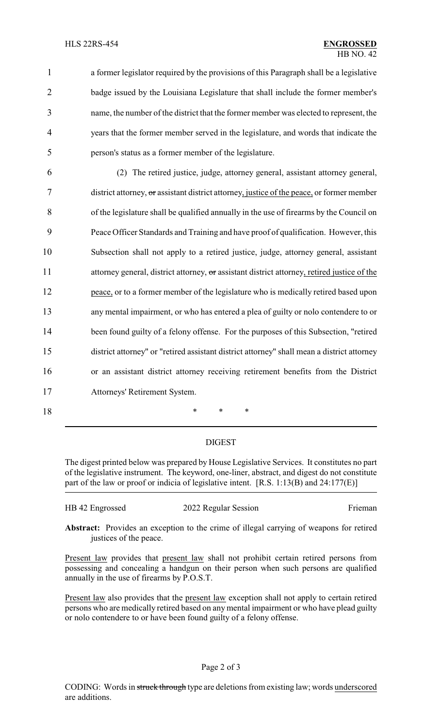a former legislator required by the provisions of this Paragraph shall be a legislative badge issued by the Louisiana Legislature that shall include the former member's name, the number of the district that the former member was elected to represent, the years that the former member served in the legislature, and words that indicate the person's status as a former member of the legislature.

(2) The retired justice, judge, attorney general, assistant attorney general, district attorney, ~~or~~ assistant district attorney, justice of the peace, or former member of the legislature shall be qualified annually in the use of firearms by the Council on Peace Officer Standards and Training and have proof of qualification. However, this Subsection shall not apply to a retired justice, judge, attorney general, assistant attorney general, district attorney, ~~or~~ assistant district attorney, retired justice of the peace, or to a former member of the legislature who is medically retired based upon any mental impairment, or who has entered a plea of guilty or nolo contendere to or been found guilty of a felony offense. For the purposes of this Subsection, "retired district attorney" or "retired assistant district attorney" shall mean a district attorney or an assistant district attorney receiving retirement benefits from the District Attorneys' Retirement System.

\* \* \*

## DIGEST

The digest printed below was prepared by House Legislative Services. It constitutes no part of the legislative instrument. The keyword, one-liner, abstract, and digest do not constitute part of the law or proof or indicia of legislative intent. [R.S. 1:13(B) and 24:177(E)]

HB 42 Engrossed　　2022 Regular Session　　Frieman

**Abstract:** Provides an exception to the crime of illegal carrying of weapons for retired justices of the peace.

Present law provides that present law shall not prohibit certain retired persons from possessing and concealing a handgun on their person when such persons are qualified annually in the use of firearms by P.O.S.T.

Present law also provides that the present law exception shall not apply to certain retired persons who are medically retired based on any mental impairment or who have plead guilty or nolo contendere to or have been found guilty of a felony offense.

CODING: Words in ~~struck through~~ type are deletions from existing law; words underscored are additions.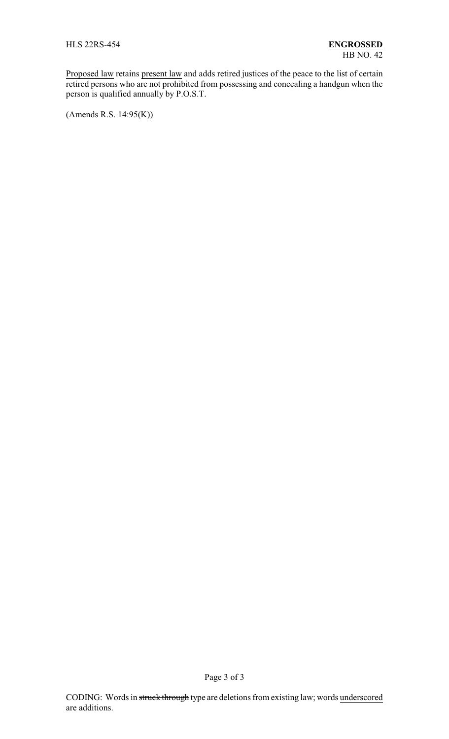Proposed law retains present law and adds retired justices of the peace to the list of certain retired persons who are not prohibited from possessing and concealing a handgun when the person is qualified annually by P.O.S.T.

(Amends R.S. 14:95(K))

CODING: Words in ~~struck through~~ type are deletions from existing law; words underscored are additions.